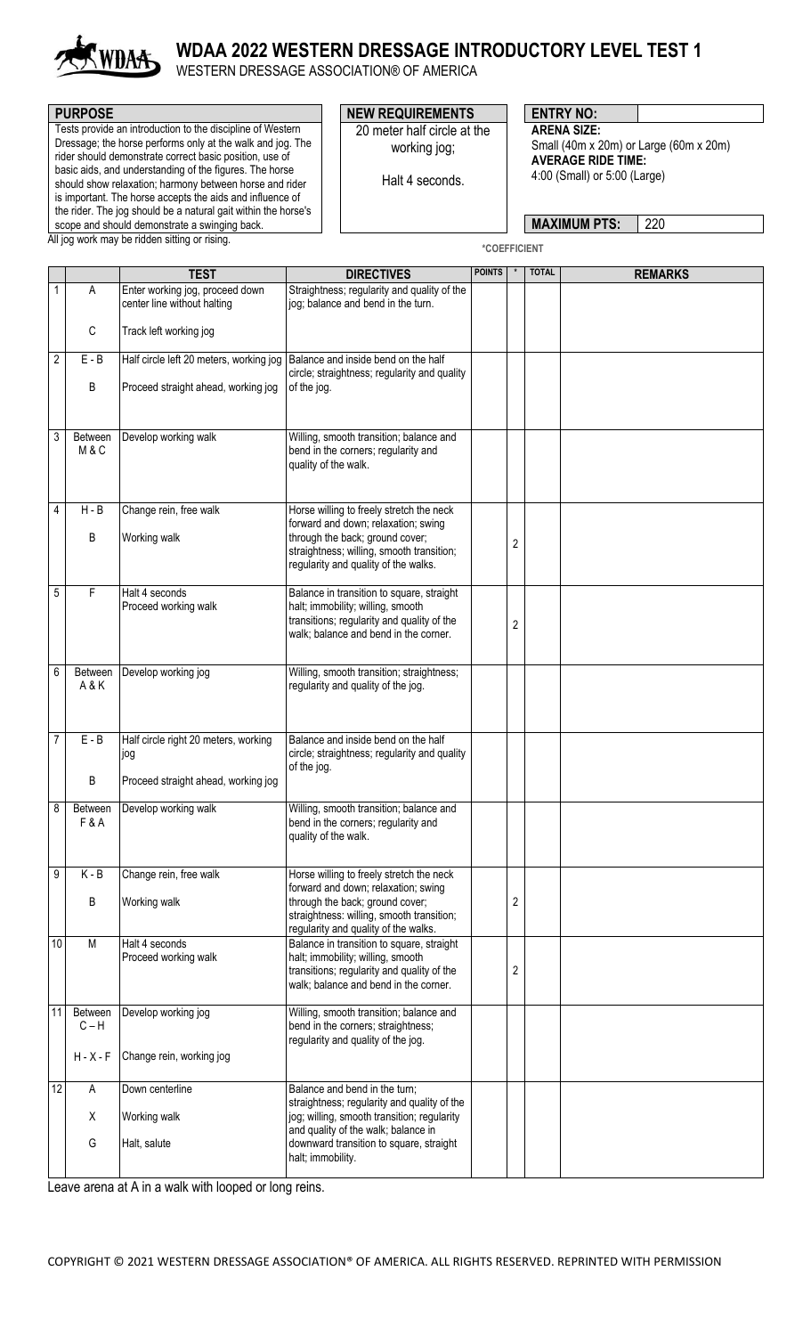# WDAA 2022 WESTERN DRESSAGE INTRODUCTORY LEVEL TEST 1

WESTERN DRESSAGE ASSOCIATION® OF AMERICA

**PURPOSE**

Tests provide an introduction to the discipline of Western Dressage; the horse performs only at the walk and jog. The rider should demonstrate correct basic position, use of basic aids, and understanding of the figures. The horse should show relaxation; harmony between horse and rider is important. The horse accepts the aids and influence of the rider. The jog should be a natural gait within the horse's scope and should demonstrate a swinging back.

All jog work may be ridden sitting or rising.

**NEW REQUIREMENTS**

20 meter half circle at the working jog;

Halt 4 seconds.

**ENTRY NO:**

**ARENA SIZE:**
Small (40m x 20m) or Large (60m x 20m)

**AVERAGE RIDE TIME:**
4:00 (Small) or 5:00 (Large)

**MAXIMUM PTS:** 220

*COEFFICIENT

| | | TEST | DIRECTIVES | POINTS | * | TOTAL | REMARKS |
|---|---|---|---|---|---|---|---|
| 1 | A<br>C | Enter working jog, proceed down center line without halting<br>Track left working jog | Straightness; regularity and quality of the jog; balance and bend in the turn. | | | | |
| 2 | E - B<br>B | Half circle left 20 meters, working jog<br>Proceed straight ahead, working jog | Balance and inside bend on the half circle; straightness; regularity and quality of the jog. | | | | |
| 3 | Between M & C | Develop working walk | Willing, smooth transition; balance and bend in the corners; regularity and quality of the walk. | | | | |
| 4 | H - B<br>B | Change rein, free walk<br>Working walk | Horse willing to freely stretch the neck forward and down; relaxation; swing through the back; ground cover; straightness; willing, smooth transition; regularity and quality of the walks. | | 2 | | |
| 5 | F | Halt 4 seconds<br>Proceed working walk | Balance in transition to square, straight halt; immobility; willing, smooth transitions; regularity and quality of the walk; balance and bend in the corner. | | 2 | | |
| 6 | Between A & K | Develop working jog | Willing, smooth transition; straightness; regularity and quality of the jog. | | | | |
| 7 | E - B<br>B | Half circle right 20 meters, working jog<br>Proceed straight ahead, working jog | Balance and inside bend on the half circle; straightness; regularity and quality of the jog. | | | | |
| 8 | Between F & A | Develop working walk | Willing, smooth transition; balance and bend in the corners; regularity and quality of the walk. | | | | |
| 9 | K - B<br>B | Change rein, free walk<br>Working walk | Horse willing to freely stretch the neck forward and down; relaxation; swing through the back; ground cover; straightness: willing, smooth transition; regularity and quality of the walks. | | 2 | | |
| 10 | M | Halt 4 seconds<br>Proceed working walk | Balance in transition to square, straight halt; immobility; willing, smooth transitions; regularity and quality of the walk; balance and bend in the corner. | | 2 | | |
| 11 | Between C – H<br>H - X - F | Develop working jog<br>Change rein, working jog | Willing, smooth transition; balance and bend in the corners; straightness; regularity and quality of the jog. | | | | |
| 12 | A<br>X<br>G | Down centerline<br>Working walk<br>Halt, salute | Balance and bend in the turn; straightness; regularity and quality of the jog; willing, smooth transition; regularity and quality of the walk; balance in downward transition to square, straight halt; immobility. | | | | |

Leave arena at A in a walk with looped or long reins.

COPYRIGHT © 2021 WESTERN DRESSAGE ASSOCIATION® OF AMERICA. ALL RIGHTS RESERVED. REPRINTED WITH PERMISSION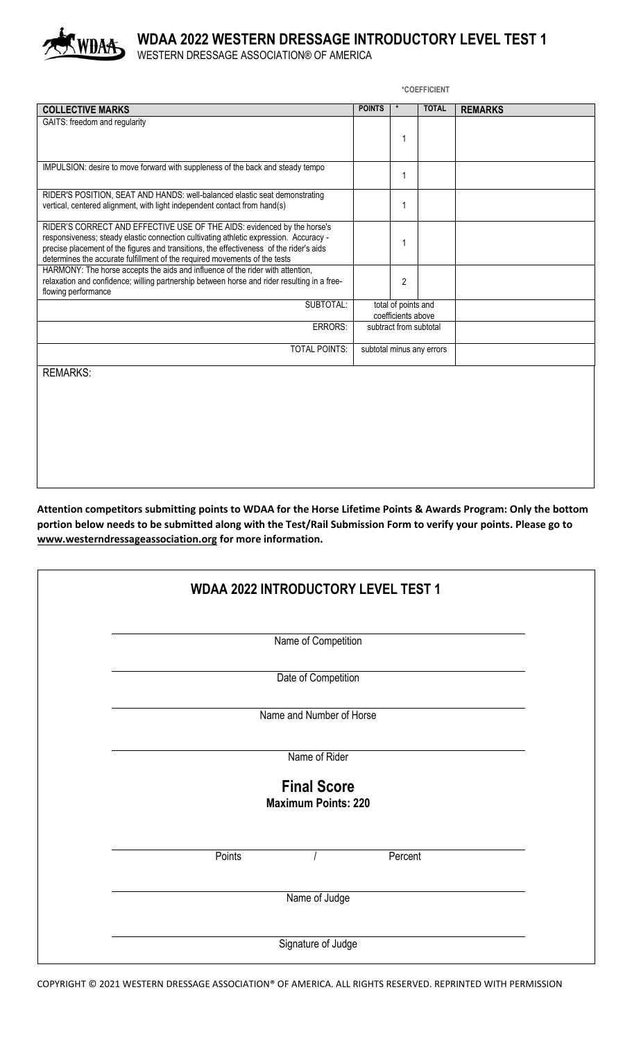# WDAA 2022 WESTERN DRESSAGE INTRODUCTORY LEVEL TEST 1

WESTERN DRESSAGE ASSOCIATION® OF AMERICA

*COEFFICIENT

| COLLECTIVE MARKS | POINTS | * | TOTAL | REMARKS |
|---|---|---|---|---|
| GAITS: freedom and regularity | | 1 | | |
| IMPULSION: desire to move forward with suppleness of the back and steady tempo | | 1 | | |
| RIDER'S POSITION, SEAT AND HANDS: well-balanced elastic seat demonstrating vertical, centered alignment, with light independent contact from hand(s) | | 1 | | |
| RIDER'S CORRECT AND EFFECTIVE USE OF THE AIDS: evidenced by the horse's responsiveness; steady elastic connection cultivating athletic expression. Accuracy - precise placement of the figures and transitions, the effectiveness of the rider's aids determines the accurate fulfillment of the required movements of the tests | | 1 | | |
| HARMONY: The horse accepts the aids and influence of the rider with attention, relaxation and confidence; willing partnership between horse and rider resulting in a free-flowing performance | | 2 | | |
| SUBTOTAL: | total of points and coefficients above | | | |
| ERRORS: | subtract from subtotal | | | |
| TOTAL POINTS: | subtotal minus any errors | | | |

REMARKS:

**Attention competitors submitting points to WDAA for the Horse Lifetime Points & Awards Program: Only the bottom portion below needs to be submitted along with the Test/Rail Submission Form to verify your points. Please go to www.westerndressageassociation.org for more information.**

## WDAA 2022 INTRODUCTORY LEVEL TEST 1

Name of Competition

Date of Competition

Name and Number of Horse

Name of Rider

**Final Score**

**Maximum Points: 220**

Points / Percent

Name of Judge

Signature of Judge

COPYRIGHT © 2021 WESTERN DRESSAGE ASSOCIATION® OF AMERICA. ALL RIGHTS RESERVED. REPRINTED WITH PERMISSION